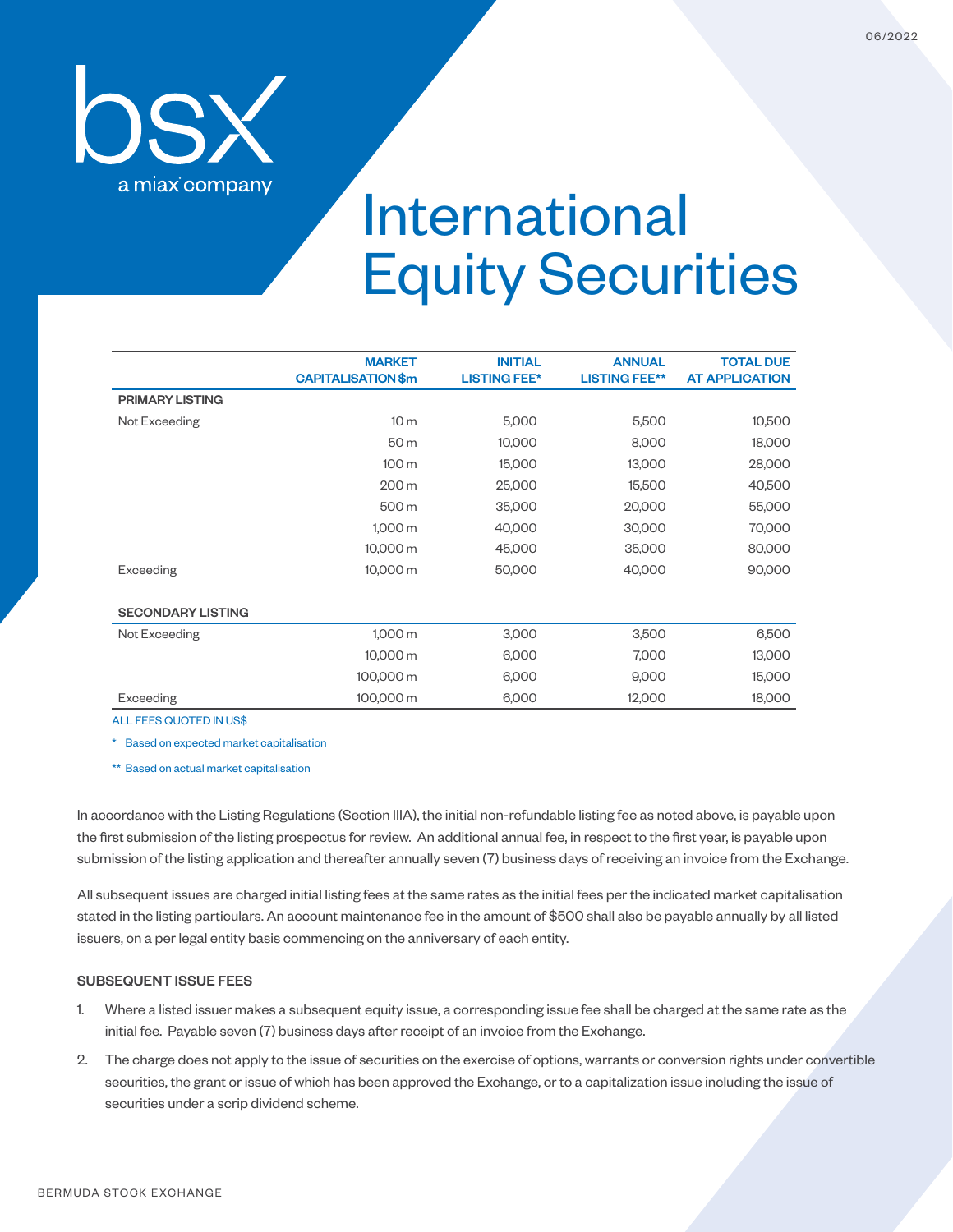06/2022

bsx
a miax company

# International Equity Securities

| | MARKET CAPITALISATION $m | INITIAL LISTING FEE* | ANNUAL LISTING FEE** | TOTAL DUE AT APPLICATION |
|---|---|---|---|---|
| **PRIMARY LISTING** | | | | |
| Not Exceeding | 10 m | 5,000 | 5,500 | 10,500 |
| | 50 m | 10,000 | 8,000 | 18,000 |
| | 100 m | 15,000 | 13,000 | 28,000 |
| | 200 m | 25,000 | 15,500 | 40,500 |
| | 500 m | 35,000 | 20,000 | 55,000 |
| | 1,000 m | 40,000 | 30,000 | 70,000 |
| | 10,000 m | 45,000 | 35,000 | 80,000 |
| Exceeding | 10,000 m | 50,000 | 40,000 | 90,000 |
| **SECONDARY LISTING** | | | | |
| Not Exceeding | 1,000 m | 3,000 | 3,500 | 6,500 |
| | 10,000 m | 6,000 | 7,000 | 13,000 |
| | 100,000 m | 6,000 | 9,000 | 15,000 |
| Exceeding | 100,000 m | 6,000 | 12,000 | 18,000 |

ALL FEES QUOTED IN US$

* Based on expected market capitalisation

** Based on actual market capitalisation

In accordance with the Listing Regulations (Section IIIA), the initial non-refundable listing fee as noted above, is payable upon the first submission of the listing prospectus for review. An additional annual fee, in respect to the first year, is payable upon submission of the listing application and thereafter annually seven (7) business days of receiving an invoice from the Exchange.

All subsequent issues are charged initial listing fees at the same rates as the initial fees per the indicated market capitalisation stated in the listing particulars. An account maintenance fee in the amount of $500 shall also be payable annually by all listed issuers, on a per legal entity basis commencing on the anniversary of each entity.

### SUBSEQUENT ISSUE FEES

1. Where a listed issuer makes a subsequent equity issue, a corresponding issue fee shall be charged at the same rate as the initial fee. Payable seven (7) business days after receipt of an invoice from the Exchange.
2. The charge does not apply to the issue of securities on the exercise of options, warrants or conversion rights under convertible securities, the grant or issue of which has been approved the Exchange, or to a capitalization issue including the issue of securities under a scrip dividend scheme.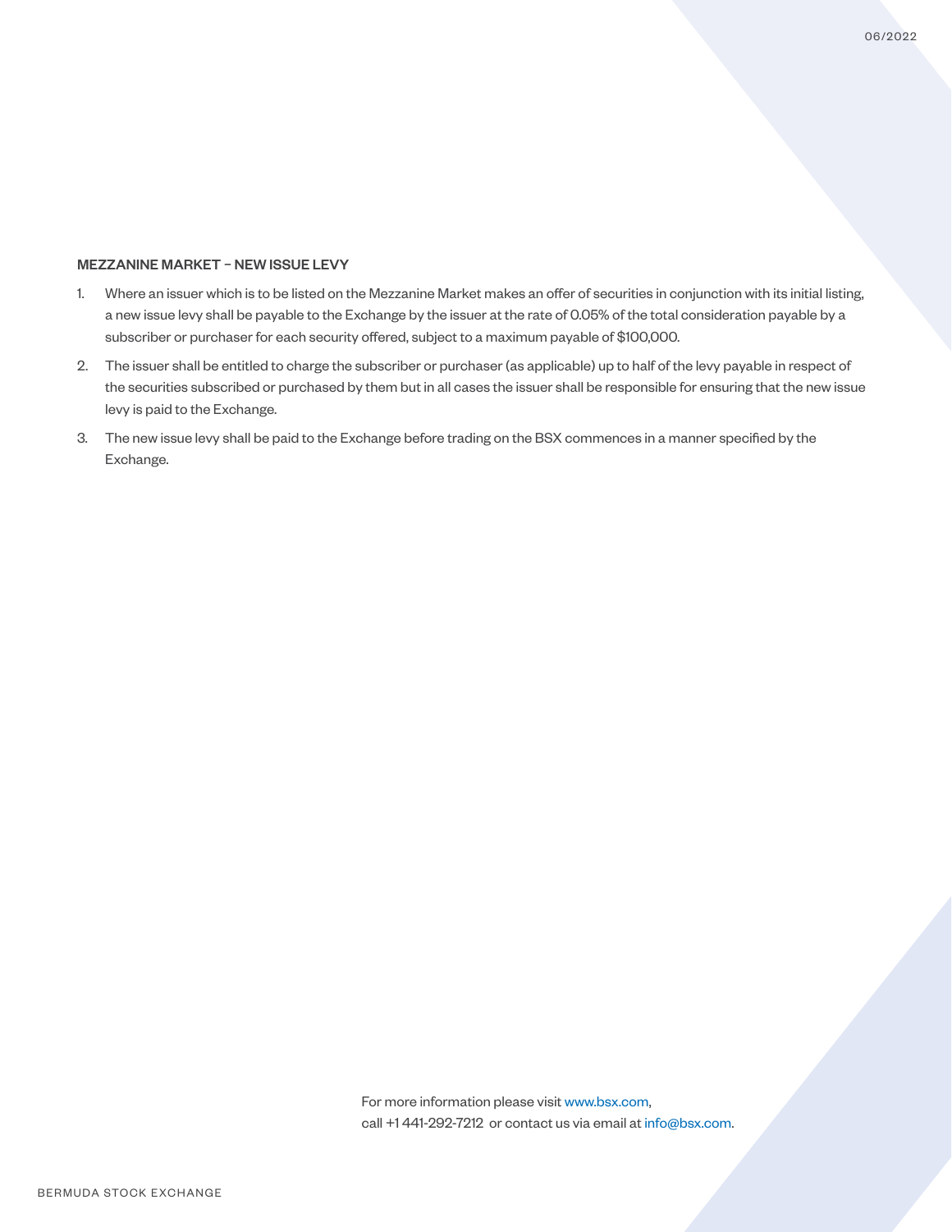## MEZZANINE MARKET – NEW ISSUE LEVY

1. Where an issuer which is to be listed on the Mezzanine Market makes an offer of securities in conjunction with its initial listing, a new issue levy shall be payable to the Exchange by the issuer at the rate of 0.05% of the total consideration payable by a subscriber or purchaser for each security offered, subject to a maximum payable of $100,000.
2. The issuer shall be entitled to charge the subscriber or purchaser (as applicable) up to half of the levy payable in respect of the securities subscribed or purchased by them but in all cases the issuer shall be responsible for ensuring that the new issue levy is paid to the Exchange.
3. The new issue levy shall be paid to the Exchange before trading on the BSX commences in a manner specified by the Exchange.

For more information please visit www.bsx.com,
call +1 441-292-7212 or contact us via email at info@bsx.com.